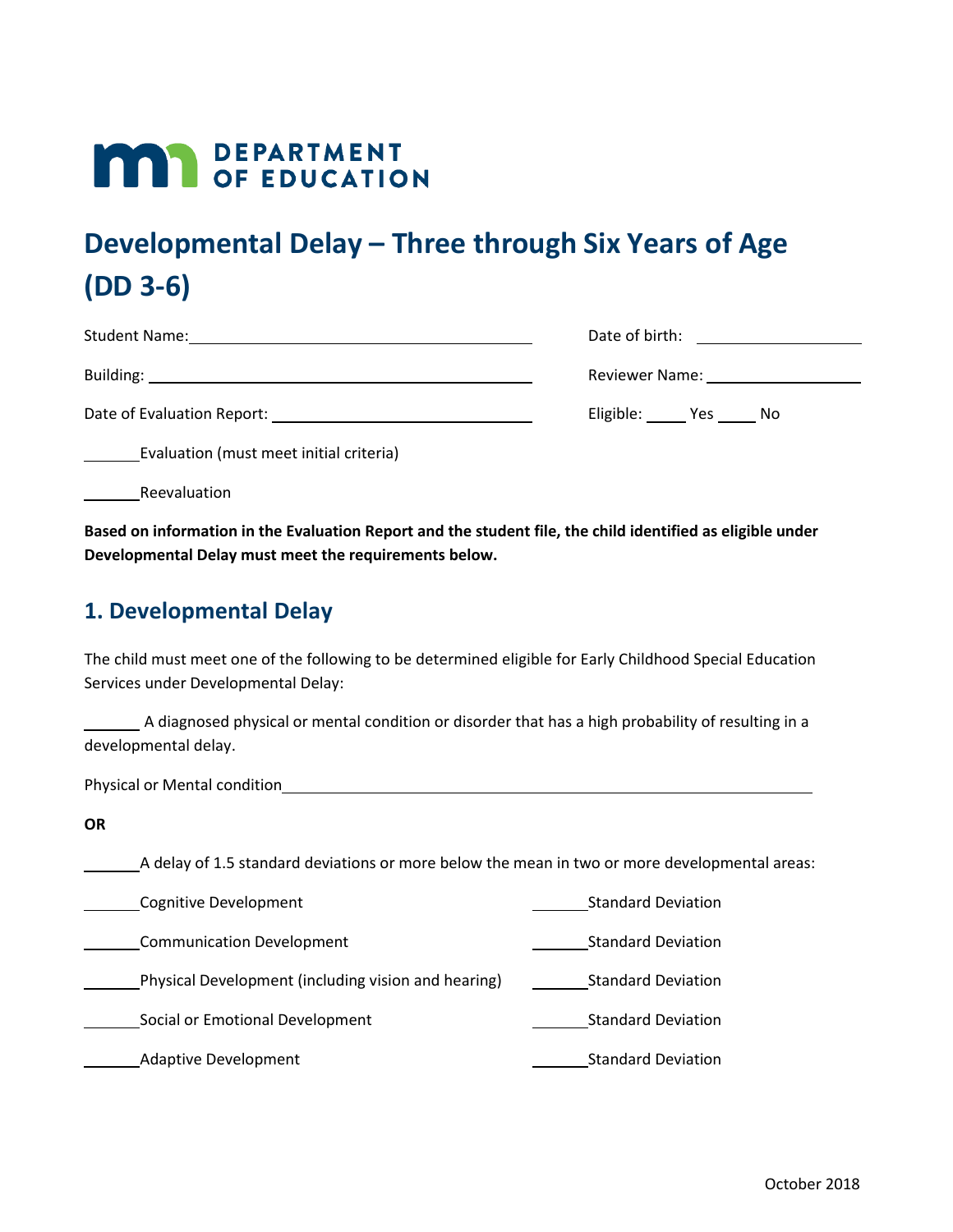DEPARTMENT OF EDUCATION

# Developmental Delay – Three through Six Years of Age (DD 3-6)

Student Name: ____________________ Date of birth: ____________________

Building: ____________________ Reviewer Name: ____________________

Date of Evaluation Report: ____________________ Eligible: _____ Yes _____ No

_______ Evaluation (must meet initial criteria)

_______ Reevaluation

**Based on information in the Evaluation Report and the student file, the child identified as eligible under Developmental Delay must meet the requirements below.**

## 1. Developmental Delay

The child must meet one of the following to be determined eligible for Early Childhood Special Education Services under Developmental Delay:

_______ A diagnosed physical or mental condition or disorder that has a high probability of resulting in a developmental delay.

Physical or Mental condition ____________________

**OR**

_______ A delay of 1.5 standard deviations or more below the mean in two or more developmental areas:

_______ Cognitive Development _______ Standard Deviation

_______ Communication Development _______ Standard Deviation

_______ Physical Development (including vision and hearing) _______ Standard Deviation

_______ Social or Emotional Development _______ Standard Deviation

_______ Adaptive Development _______ Standard Deviation

October 2018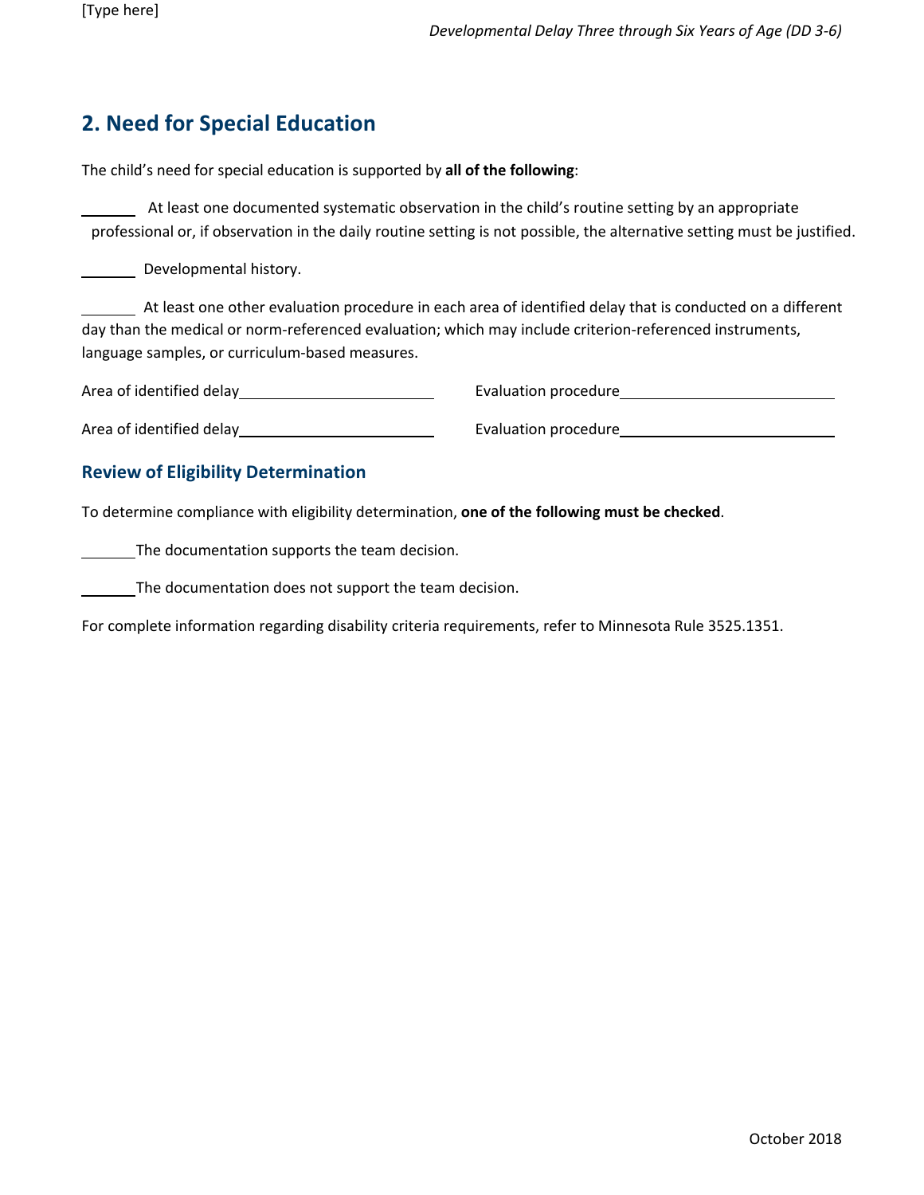## 2. Need for Special Education

The child's need for special education is supported by **all of the following**:

_______ At least one documented systematic observation in the child's routine setting by an appropriate professional or, if observation in the daily routine setting is not possible, the alternative setting must be justified.

_______ Developmental history.

_______ At least one other evaluation procedure in each area of identified delay that is conducted on a different day than the medical or norm-referenced evaluation; which may include criterion-referenced instruments, language samples, or curriculum-based measures.

Area of identified delay________________________ Evaluation procedure__________________________

Area of identified delay________________________ Evaluation procedure__________________________

### Review of Eligibility Determination

To determine compliance with eligibility determination, **one of the following must be checked**.

_______The documentation supports the team decision.

_______The documentation does not support the team decision.

For complete information regarding disability criteria requirements, refer to Minnesota Rule 3525.1351.

October 2018